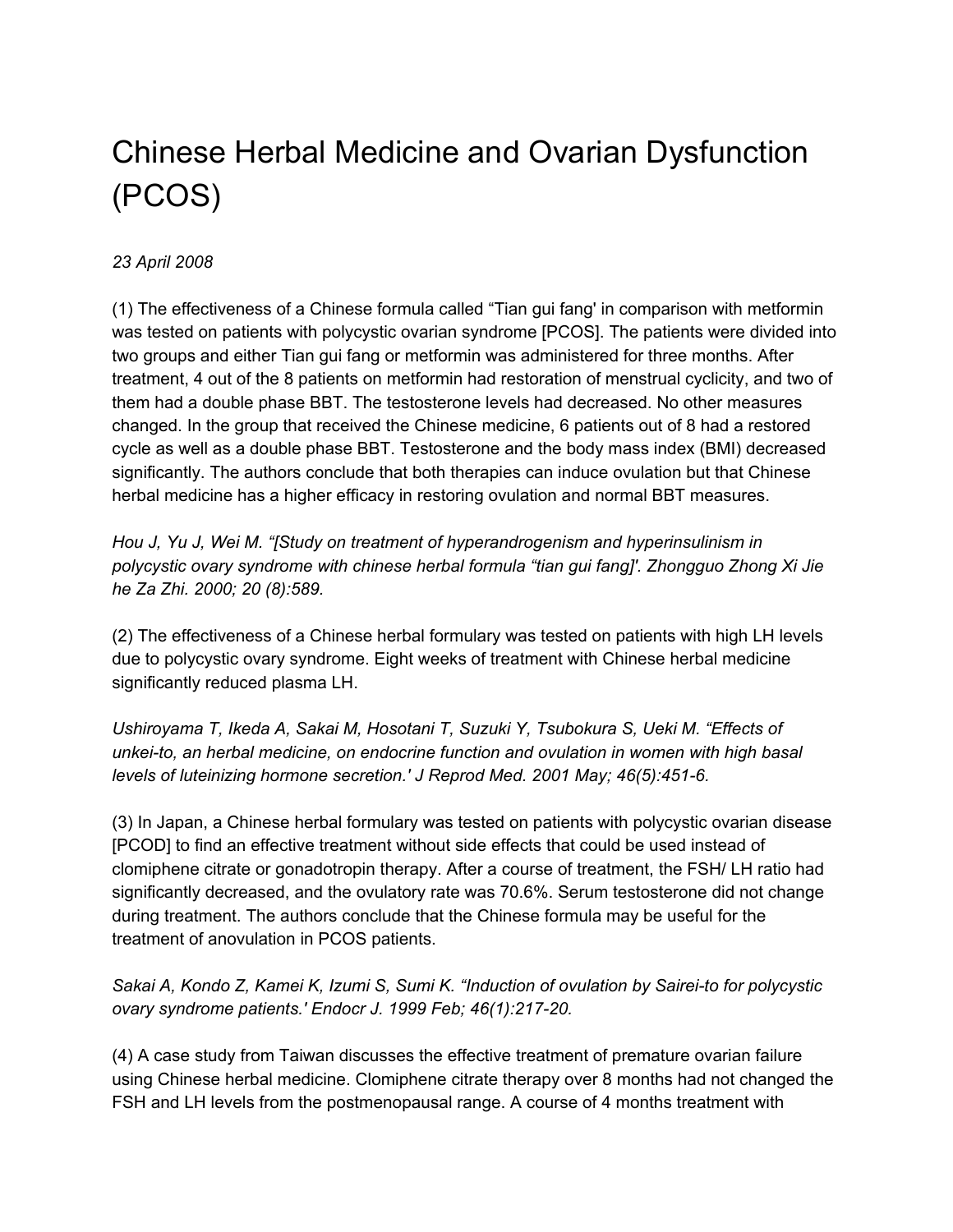# Chinese Herbal Medicine and Ovarian Dysfunction (PCOS)

*23 April 2008*

(1) The effectiveness of a Chinese formula called “Tian gui fang' in comparison with metformin was tested on patients with polycystic ovarian syndrome [PCOS]. The patients were divided into two groups and either Tian gui fang or metformin was administered for three months. After treatment, 4 out of the 8 patients on metformin had restoration of menstrual cyclicity, and two of them had a double phase BBT. The testosterone levels had decreased. No other measures changed. In the group that received the Chinese medicine, 6 patients out of 8 had a restored cycle as well as a double phase BBT. Testosterone and the body mass index (BMI) decreased significantly. The authors conclude that both therapies can induce ovulation but that Chinese herbal medicine has a higher efficacy in restoring ovulation and normal BBT measures.

*Hou J, Yu J, Wei M. “[Study on treatment of hyperandrogenism and hyperinsulinism in polycystic ovary syndrome with chinese herbal formula “tian gui fang]'. Zhongguo Zhong Xi Jie he Za Zhi. 2000; 20 (8):589.*

(2) The effectiveness of a Chinese herbal formulary was tested on patients with high LH levels due to polycystic ovary syndrome. Eight weeks of treatment with Chinese herbal medicine significantly reduced plasma LH.

*Ushiroyama T, Ikeda A, Sakai M, Hosotani T, Suzuki Y, Tsubokura S, Ueki M. “Effects of unkei-to, an herbal medicine, on endocrine function and ovulation in women with high basal levels of luteinizing hormone secretion.' J Reprod Med. 2001 May; 46(5):451-6.*

(3) In Japan, a Chinese herbal formulary was tested on patients with polycystic ovarian disease [PCOD] to find an effective treatment without side effects that could be used instead of clomiphene citrate or gonadotropin therapy. After a course of treatment, the FSH/ LH ratio had significantly decreased, and the ovulatory rate was 70.6%. Serum testosterone did not change during treatment. The authors conclude that the Chinese formula may be useful for the treatment of anovulation in PCOS patients.

*Sakai A, Kondo Z, Kamei K, Izumi S, Sumi K. “Induction of ovulation by Sairei-to for polycystic ovary syndrome patients.' Endocr J. 1999 Feb; 46(1):217-20.*

(4) A case study from Taiwan discusses the effective treatment of premature ovarian failure using Chinese herbal medicine. Clomiphene citrate therapy over 8 months had not changed the FSH and LH levels from the postmenopausal range. A course of 4 months treatment with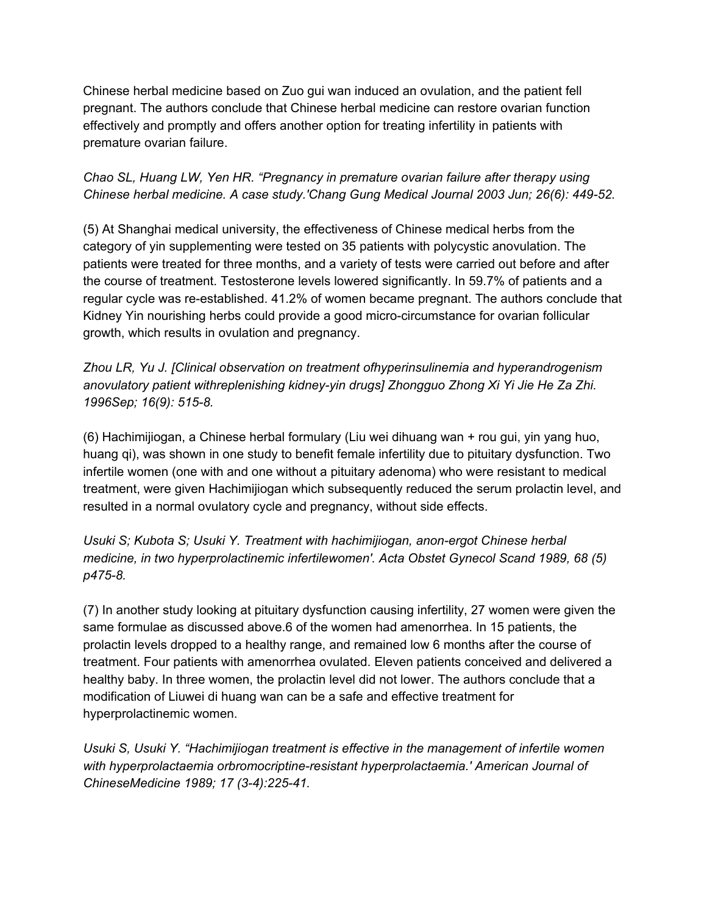Chinese herbal medicine based on Zuo gui wan induced an ovulation, and the patient fell pregnant. The authors conclude that Chinese herbal medicine can restore ovarian function effectively and promptly and offers another option for treating infertility in patients with premature ovarian failure.

*Chao SL, Huang LW, Yen HR. "Pregnancy in premature ovarian failure after therapy using Chinese herbal medicine. A case study.'Chang Gung Medical Journal 2003 Jun; 26(6): 449-52.*

(5) At Shanghai medical university, the effectiveness of Chinese medical herbs from the category of yin supplementing were tested on 35 patients with polycystic anovulation. The patients were treated for three months, and a variety of tests were carried out before and after the course of treatment. Testosterone levels lowered significantly. In 59.7% of patients and a regular cycle was re-established. 41.2% of women became pregnant. The authors conclude that Kidney Yin nourishing herbs could provide a good micro-circumstance for ovarian follicular growth, which results in ovulation and pregnancy.

*Zhou LR, Yu J. [Clinical observation on treatment ofhyperinsulinemia and hyperandrogenism anovulatory patient withreplenishing kidney-yin drugs] Zhongguo Zhong Xi Yi Jie He Za Zhi. 1996Sep; 16(9): 515-8.*

(6) Hachimijiogan, a Chinese herbal formulary (Liu wei dihuang wan + rou gui, yin yang huo, huang qi), was shown in one study to benefit female infertility due to pituitary dysfunction. Two infertile women (one with and one without a pituitary adenoma) who were resistant to medical treatment, were given Hachimijiogan which subsequently reduced the serum prolactin level, and resulted in a normal ovulatory cycle and pregnancy, without side effects.

*Usuki S; Kubota S; Usuki Y. Treatment with hachimijiogan, anon-ergot Chinese herbal medicine, in two hyperprolactinemic infertilewomen'. Acta Obstet Gynecol Scand 1989, 68 (5) p475-8.*

(7) In another study looking at pituitary dysfunction causing infertility, 27 women were given the same formulae as discussed above.6 of the women had amenorrhea. In 15 patients, the prolactin levels dropped to a healthy range, and remained low 6 months after the course of treatment. Four patients with amenorrhea ovulated. Eleven patients conceived and delivered a healthy baby. In three women, the prolactin level did not lower. The authors conclude that a modification of Liuwei di huang wan can be a safe and effective treatment for hyperprolactinemic women.

*Usuki S, Usuki Y. "Hachimijiogan treatment is effective in the management of infertile women with hyperprolactaemia orbromocriptine-resistant hyperprolactaemia.' American Journal of ChineseMedicine 1989; 17 (3-4):225-41.*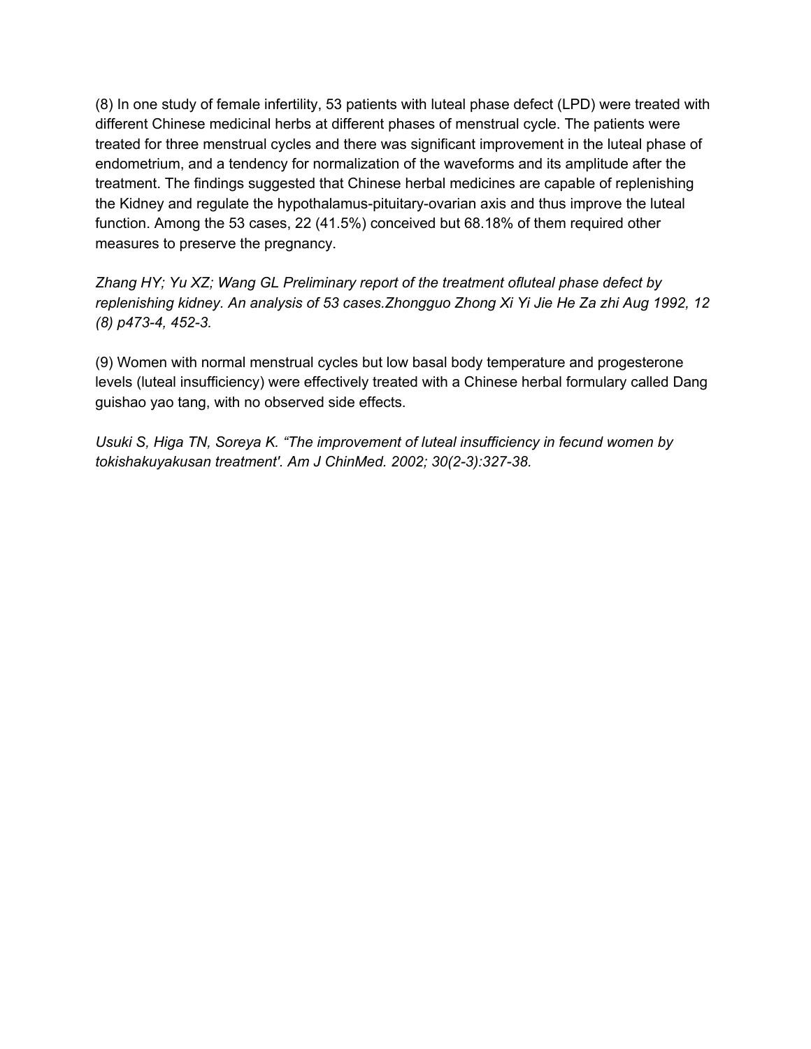(8) In one study of female infertility, 53 patients with luteal phase defect (LPD) were treated with different Chinese medicinal herbs at different phases of menstrual cycle. The patients were treated for three menstrual cycles and there was significant improvement in the luteal phase of endometrium, and a tendency for normalization of the waveforms and its amplitude after the treatment. The findings suggested that Chinese herbal medicines are capable of replenishing the Kidney and regulate the hypothalamus-pituitary-ovarian axis and thus improve the luteal function. Among the 53 cases, 22 (41.5%) conceived but 68.18% of them required other measures to preserve the pregnancy.

*Zhang HY; Yu XZ; Wang GL Preliminary report of the treatment ofluteal phase defect by replenishing kidney. An analysis of 53 cases.Zhongguo Zhong Xi Yi Jie He Za zhi Aug 1992, 12 (8) p473-4, 452-3.*

(9) Women with normal menstrual cycles but low basal body temperature and progesterone levels (luteal insufficiency) were effectively treated with a Chinese herbal formulary called Dang guishao yao tang, with no observed side effects.

*Usuki S, Higa TN, Soreya K. "The improvement of luteal insufficiency in fecund women by tokishakuyakusan treatment'. Am J ChinMed. 2002; 30(2-3):327-38.*